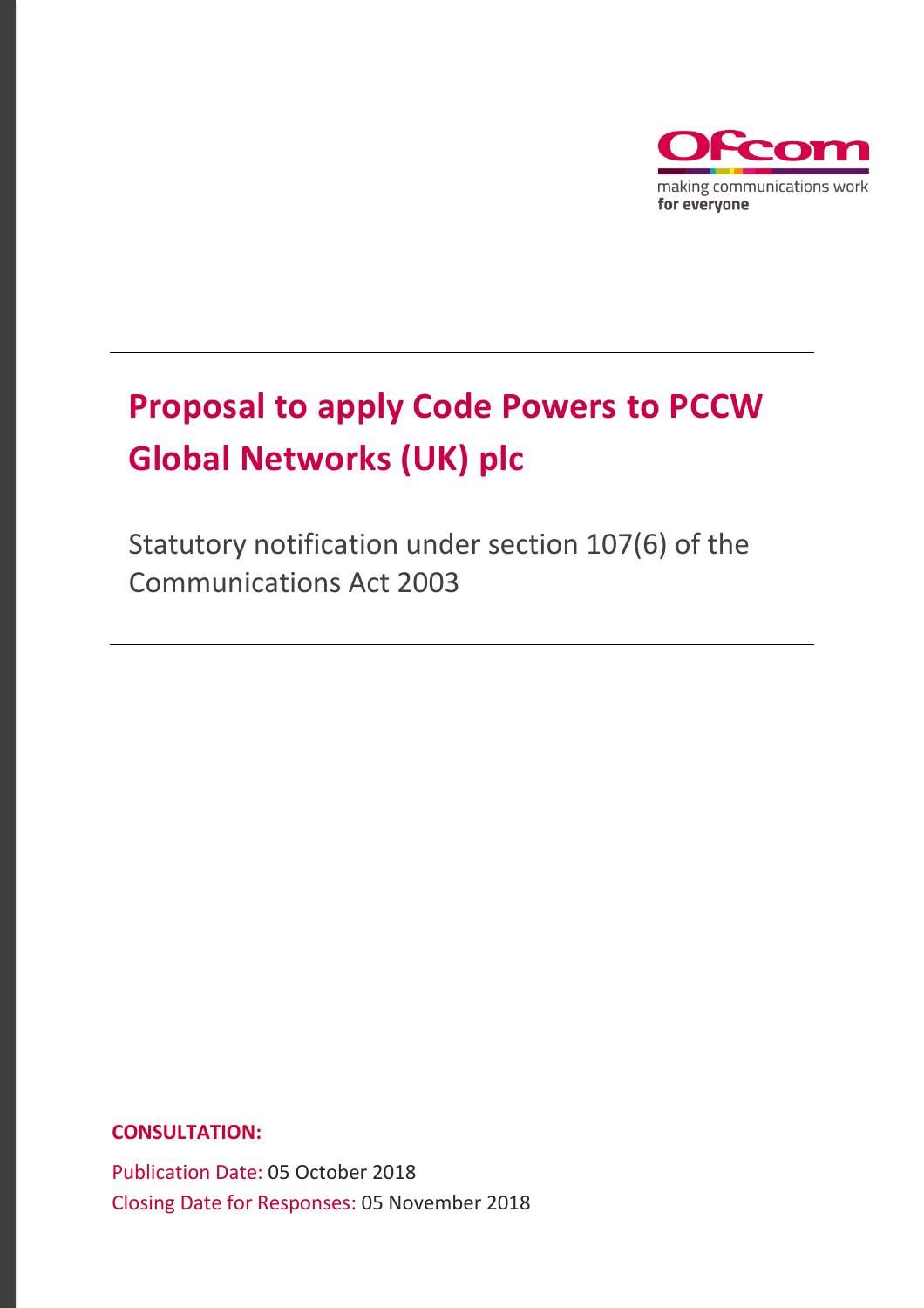Ofcom

making communications work
for everyone

# Proposal to apply Code Powers to PCCW Global Networks (UK) plc

Statutory notification under section 107(6) of the Communications Act 2003

**CONSULTATION:**

Publication Date: 05 October 2018
Closing Date for Responses: 05 November 2018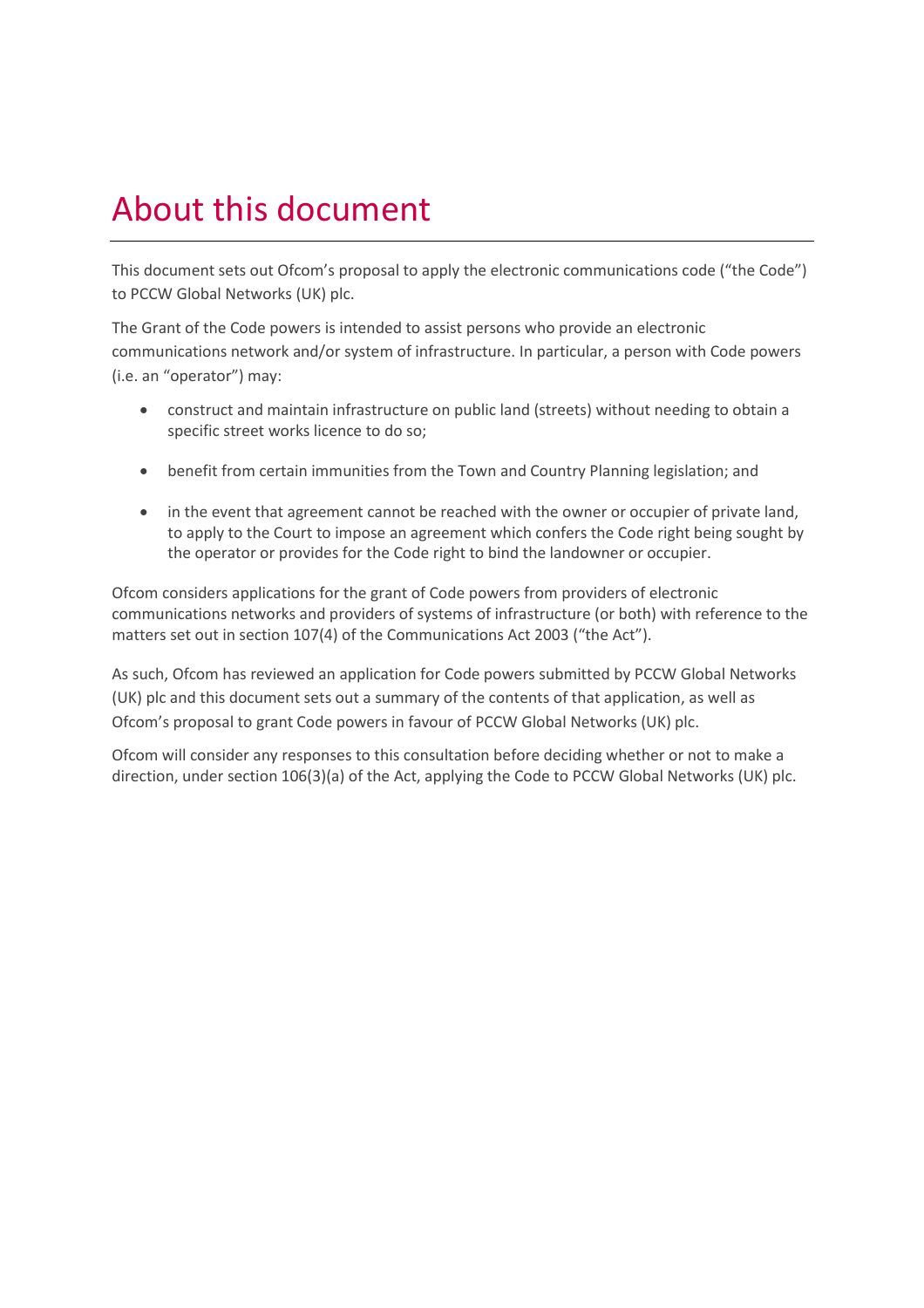# About this document

This document sets out Ofcom's proposal to apply the electronic communications code ("the Code") to PCCW Global Networks (UK) plc.

The Grant of the Code powers is intended to assist persons who provide an electronic communications network and/or system of infrastructure. In particular, a person with Code powers (i.e. an "operator") may:

- construct and maintain infrastructure on public land (streets) without needing to obtain a specific street works licence to do so;
- benefit from certain immunities from the Town and Country Planning legislation; and
- in the event that agreement cannot be reached with the owner or occupier of private land, to apply to the Court to impose an agreement which confers the Code right being sought by the operator or provides for the Code right to bind the landowner or occupier.

Ofcom considers applications for the grant of Code powers from providers of electronic communications networks and providers of systems of infrastructure (or both) with reference to the matters set out in section 107(4) of the Communications Act 2003 ("the Act").

As such, Ofcom has reviewed an application for Code powers submitted by PCCW Global Networks (UK) plc and this document sets out a summary of the contents of that application, as well as Ofcom's proposal to grant Code powers in favour of PCCW Global Networks (UK) plc.

Ofcom will consider any responses to this consultation before deciding whether or not to make a direction, under section 106(3)(a) of the Act, applying the Code to PCCW Global Networks (UK) plc.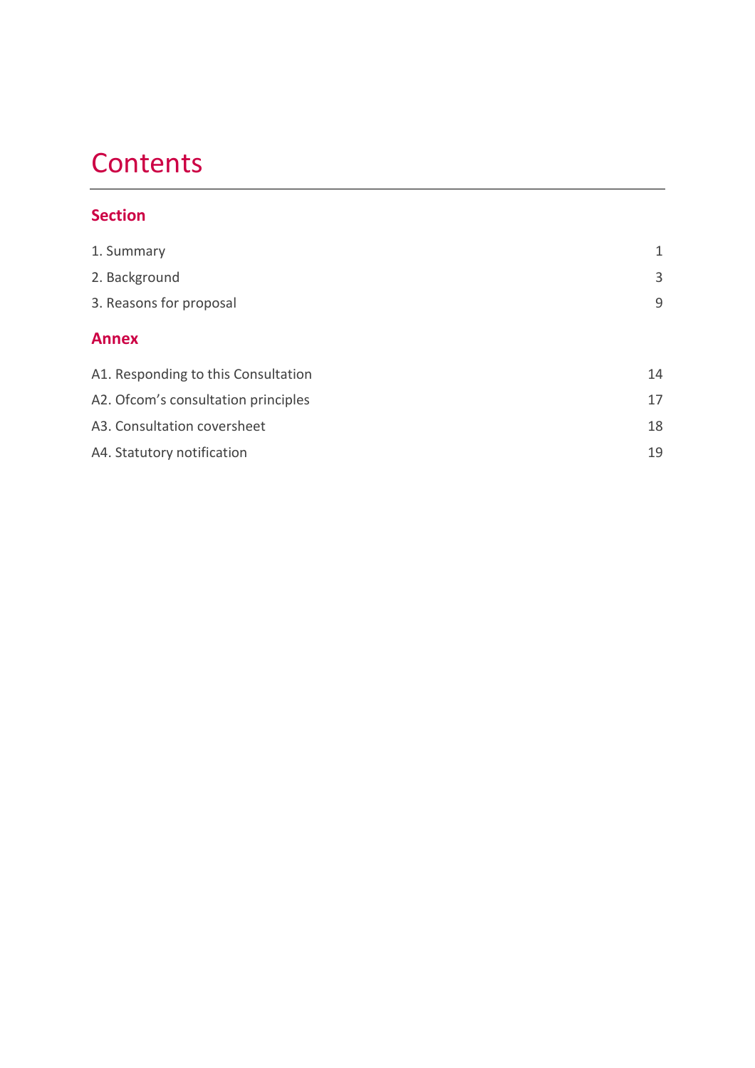# Contents

## Section

| | |
|---|---|
| 1. Summary | 1 |
| 2. Background | 3 |
| 3. Reasons for proposal | 9 |

## Annex

| | |
|---|---|
| A1. Responding to this Consultation | 14 |
| A2. Ofcom's consultation principles | 17 |
| A3. Consultation coversheet | 18 |
| A4. Statutory notification | 19 |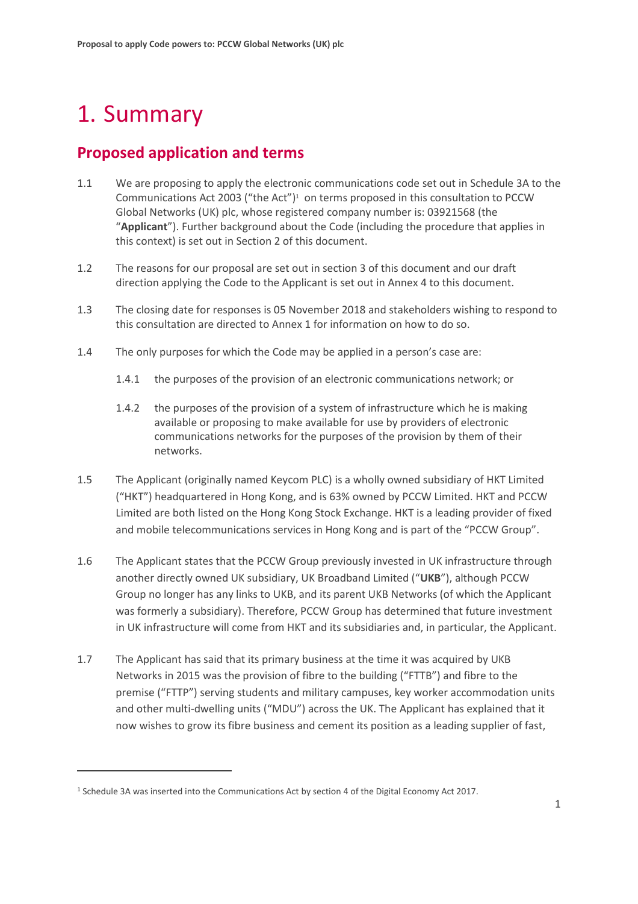# 1. Summary

## Proposed application and terms

1.1 We are proposing to apply the electronic communications code set out in Schedule 3A to the Communications Act 2003 ("the Act")[1] on terms proposed in this consultation to PCCW Global Networks (UK) plc, whose registered company number is: 03921568 (the "**Applicant**"). Further background about the Code (including the procedure that applies in this context) is set out in Section 2 of this document.

1.2 The reasons for our proposal are set out in section 3 of this document and our draft direction applying the Code to the Applicant is set out in Annex 4 to this document.

1.3 The closing date for responses is 05 November 2018 and stakeholders wishing to respond to this consultation are directed to Annex 1 for information on how to do so.

1.4 The only purposes for which the Code may be applied in a person's case are:

1.4.1 the purposes of the provision of an electronic communications network; or

1.4.2 the purposes of the provision of a system of infrastructure which he is making available or proposing to make available for use by providers of electronic communications networks for the purposes of the provision by them of their networks.

1.5 The Applicant (originally named Keycom PLC) is a wholly owned subsidiary of HKT Limited ("HKT") headquartered in Hong Kong, and is 63% owned by PCCW Limited. HKT and PCCW Limited are both listed on the Hong Kong Stock Exchange. HKT is a leading provider of fixed and mobile telecommunications services in Hong Kong and is part of the "PCCW Group".

1.6 The Applicant states that the PCCW Group previously invested in UK infrastructure through another directly owned UK subsidiary, UK Broadband Limited ("**UKB**"), although PCCW Group no longer has any links to UKB, and its parent UKB Networks (of which the Applicant was formerly a subsidiary). Therefore, PCCW Group has determined that future investment in UK infrastructure will come from HKT and its subsidiaries and, in particular, the Applicant.

1.7 The Applicant has said that its primary business at the time it was acquired by UKB Networks in 2015 was the provision of fibre to the building ("FTTB") and fibre to the premise ("FTTP") serving students and military campuses, key worker accommodation units and other multi-dwelling units ("MDU") across the UK. The Applicant has explained that it now wishes to grow its fibre business and cement its position as a leading supplier of fast,

---

[1] Schedule 3A was inserted into the Communications Act by section 4 of the Digital Economy Act 2017.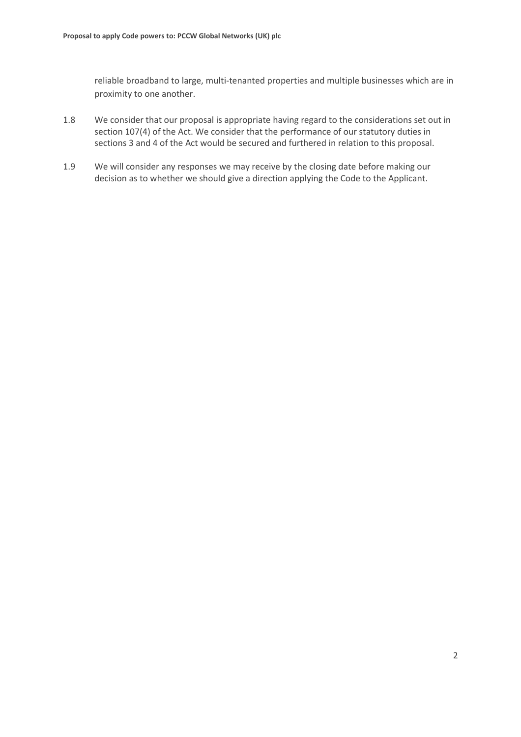reliable broadband to large, multi-tenanted properties and multiple businesses which are in proximity to one another.

1.8 We consider that our proposal is appropriate having regard to the considerations set out in section 107(4) of the Act. We consider that the performance of our statutory duties in sections 3 and 4 of the Act would be secured and furthered in relation to this proposal.

1.9 We will consider any responses we may receive by the closing date before making our decision as to whether we should give a direction applying the Code to the Applicant.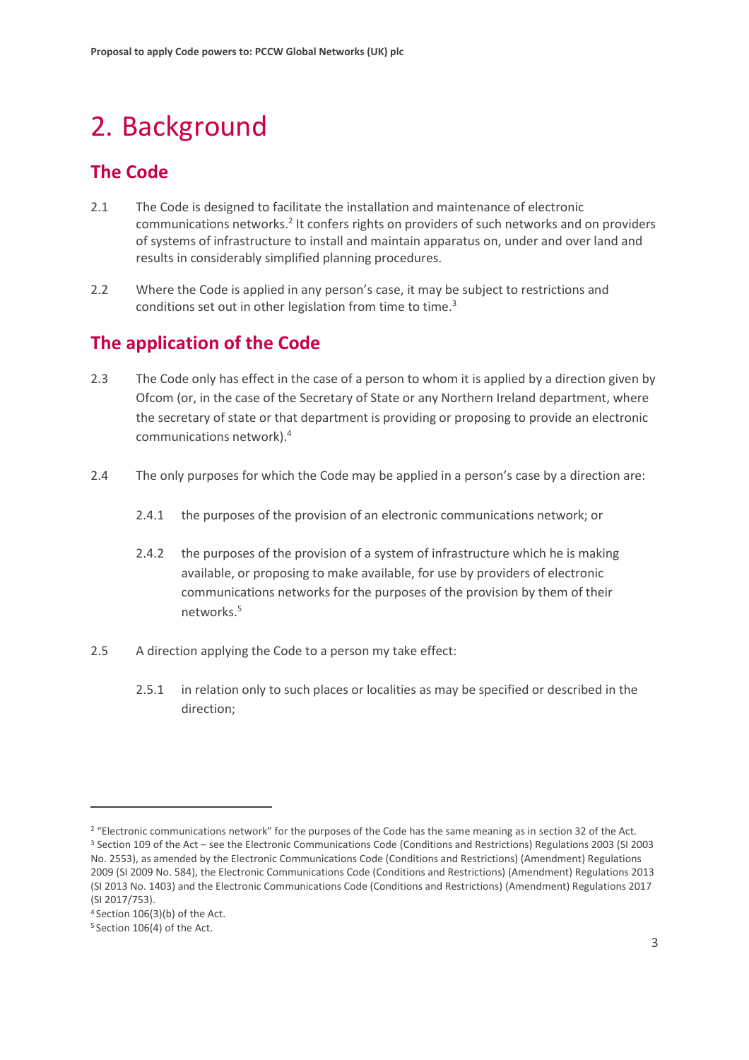# 2. Background

## The Code

2.1 The Code is designed to facilitate the installation and maintenance of electronic communications networks.[2] It confers rights on providers of such networks and on providers of systems of infrastructure to install and maintain apparatus on, under and over land and results in considerably simplified planning procedures.

2.2 Where the Code is applied in any person's case, it may be subject to restrictions and conditions set out in other legislation from time to time.[3]

## The application of the Code

2.3 The Code only has effect in the case of a person to whom it is applied by a direction given by Ofcom (or, in the case of the Secretary of State or any Northern Ireland department, where the secretary of state or that department is providing or proposing to provide an electronic communications network).[4]

2.4 The only purposes for which the Code may be applied in a person's case by a direction are:

2.4.1 the purposes of the provision of an electronic communications network; or

2.4.2 the purposes of the provision of a system of infrastructure which he is making available, or proposing to make available, for use by providers of electronic communications networks for the purposes of the provision by them of their networks.[5]

2.5 A direction applying the Code to a person my take effect:

2.5.1 in relation only to such places or localities as may be specified or described in the direction;

---

[2] "Electronic communications network" for the purposes of the Code has the same meaning as in section 32 of the Act.

[3] Section 109 of the Act – see the Electronic Communications Code (Conditions and Restrictions) Regulations 2003 (SI 2003 No. 2553), as amended by the Electronic Communications Code (Conditions and Restrictions) (Amendment) Regulations 2009 (SI 2009 No. 584), the Electronic Communications Code (Conditions and Restrictions) (Amendment) Regulations 2013 (SI 2013 No. 1403) and the Electronic Communications Code (Conditions and Restrictions) (Amendment) Regulations 2017 (SI 2017/753).

[4] Section 106(3)(b) of the Act.

[5] Section 106(4) of the Act.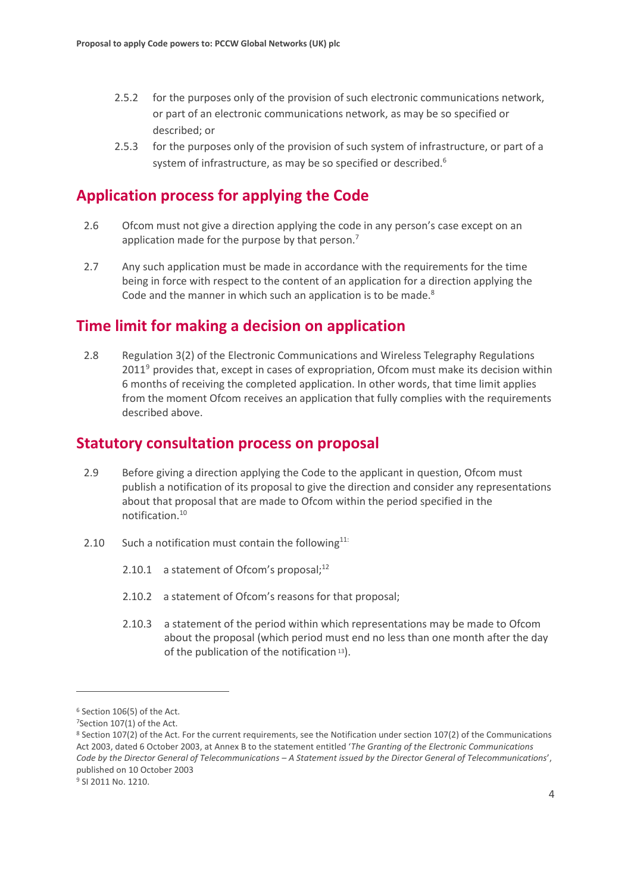2.5.2 for the purposes only of the provision of such electronic communications network, or part of an electronic communications network, as may be so specified or described; or

2.5.3 for the purposes only of the provision of such system of infrastructure, or part of a system of infrastructure, as may be so specified or described.[6]

## Application process for applying the Code

2.6 Ofcom must not give a direction applying the code in any person's case except on an application made for the purpose by that person.[7]

2.7 Any such application must be made in accordance with the requirements for the time being in force with respect to the content of an application for a direction applying the Code and the manner in which such an application is to be made.[8]

## Time limit for making a decision on application

2.8 Regulation 3(2) of the Electronic Communications and Wireless Telegraphy Regulations 2011[9] provides that, except in cases of expropriation, Ofcom must make its decision within 6 months of receiving the completed application. In other words, that time limit applies from the moment Ofcom receives an application that fully complies with the requirements described above.

## Statutory consultation process on proposal

2.9 Before giving a direction applying the Code to the applicant in question, Ofcom must publish a notification of its proposal to give the direction and consider any representations about that proposal that are made to Ofcom within the period specified in the notification.[10]

2.10 Such a notification must contain the following[11]:

2.10.1 a statement of Ofcom's proposal;[12]

2.10.2 a statement of Ofcom's reasons for that proposal;

2.10.3 a statement of the period within which representations may be made to Ofcom about the proposal (which period must end no less than one month after the day of the publication of the notification[13]).

---

[6] Section 106(5) of the Act.

[7] Section 107(1) of the Act.

[8] Section 107(2) of the Act. For the current requirements, see the Notification under section 107(2) of the Communications Act 2003, dated 6 October 2003, at Annex B to the statement entitled '*The Granting of the Electronic Communications Code by the Director General of Telecommunications – A Statement issued by the Director General of Telecommunications*', published on 10 October 2003

[9] SI 2011 No. 1210.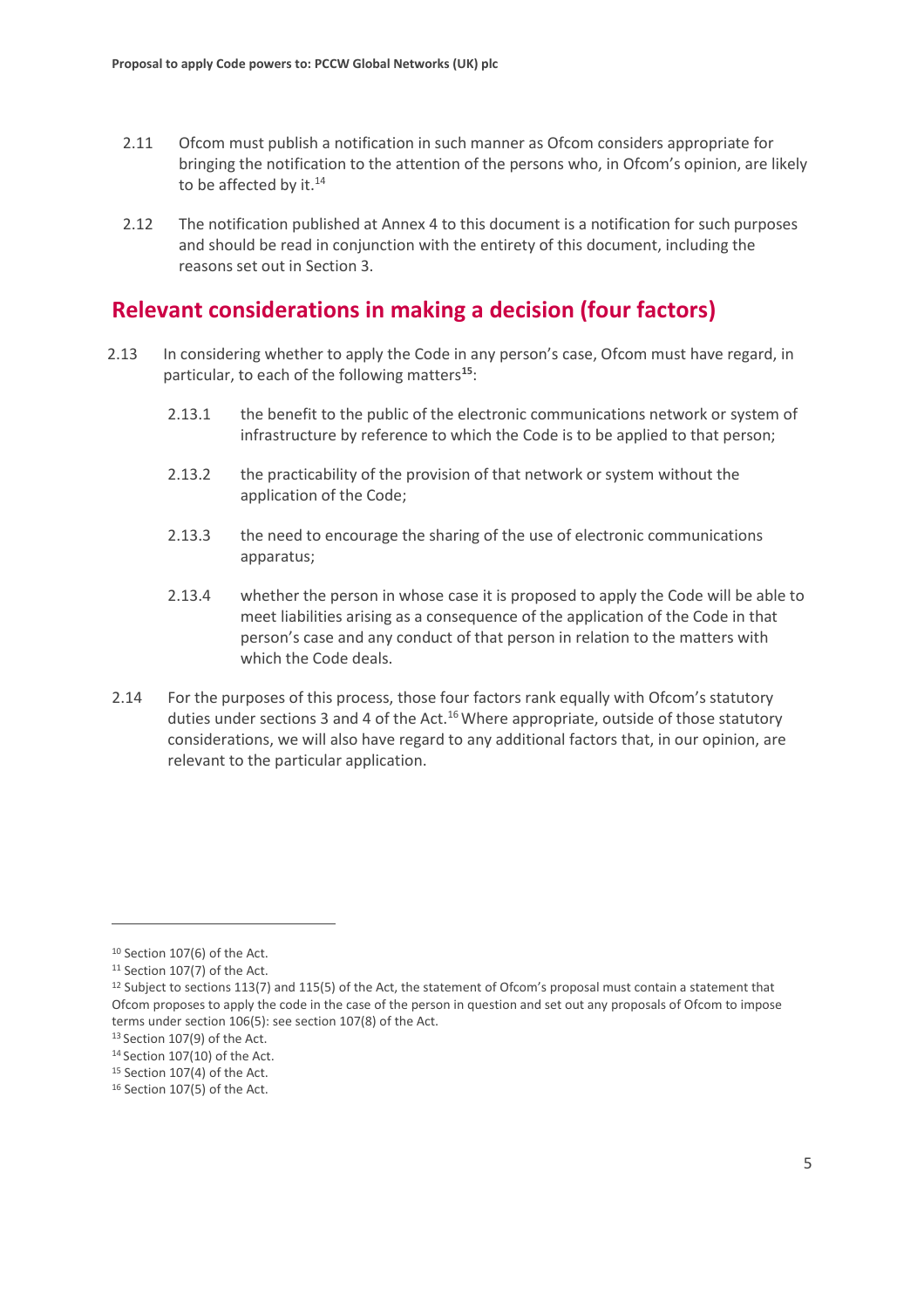2.11 Ofcom must publish a notification in such manner as Ofcom considers appropriate for bringing the notification to the attention of the persons who, in Ofcom's opinion, are likely to be affected by it.[14]

2.12 The notification published at Annex 4 to this document is a notification for such purposes and should be read in conjunction with the entirety of this document, including the reasons set out in Section 3.

## Relevant considerations in making a decision (four factors)

2.13 In considering whether to apply the Code in any person's case, Ofcom must have regard, in particular, to each of the following matters[15]:

2.13.1 the benefit to the public of the electronic communications network or system of infrastructure by reference to which the Code is to be applied to that person;

2.13.2 the practicability of the provision of that network or system without the application of the Code;

2.13.3 the need to encourage the sharing of the use of electronic communications apparatus;

2.13.4 whether the person in whose case it is proposed to apply the Code will be able to meet liabilities arising as a consequence of the application of the Code in that person's case and any conduct of that person in relation to the matters with which the Code deals.

2.14 For the purposes of this process, those four factors rank equally with Ofcom's statutory duties under sections 3 and 4 of the Act.[16] Where appropriate, outside of those statutory considerations, we will also have regard to any additional factors that, in our opinion, are relevant to the particular application.

---

[10] Section 107(6) of the Act.

[11] Section 107(7) of the Act.

[12] Subject to sections 113(7) and 115(5) of the Act, the statement of Ofcom's proposal must contain a statement that Ofcom proposes to apply the code in the case of the person in question and set out any proposals of Ofcom to impose terms under section 106(5): see section 107(8) of the Act.

[13] Section 107(9) of the Act.

[14] Section 107(10) of the Act.

[15] Section 107(4) of the Act.

[16] Section 107(5) of the Act.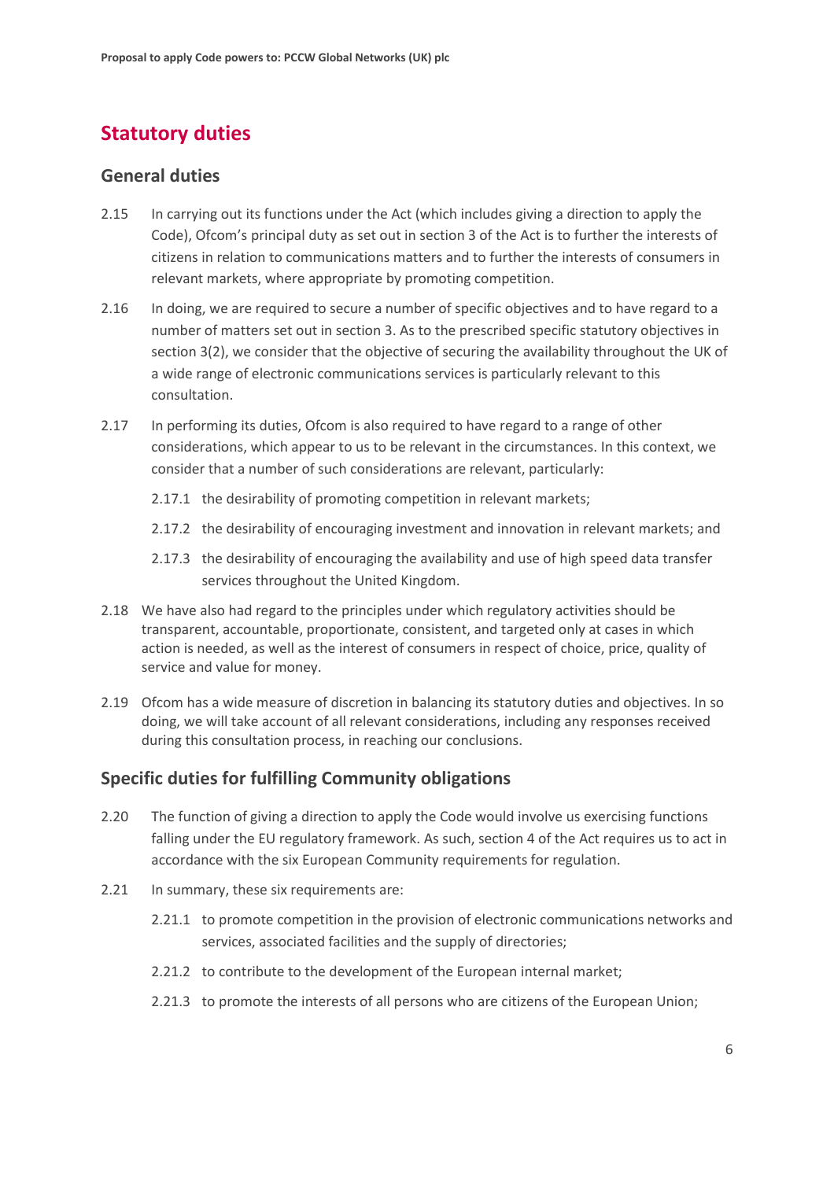## Statutory duties

### General duties

2.15 In carrying out its functions under the Act (which includes giving a direction to apply the Code), Ofcom's principal duty as set out in section 3 of the Act is to further the interests of citizens in relation to communications matters and to further the interests of consumers in relevant markets, where appropriate by promoting competition.

2.16 In doing, we are required to secure a number of specific objectives and to have regard to a number of matters set out in section 3. As to the prescribed specific statutory objectives in section 3(2), we consider that the objective of securing the availability throughout the UK of a wide range of electronic communications services is particularly relevant to this consultation.

2.17 In performing its duties, Ofcom is also required to have regard to a range of other considerations, which appear to us to be relevant in the circumstances. In this context, we consider that a number of such considerations are relevant, particularly:

2.17.1 the desirability of promoting competition in relevant markets;

2.17.2 the desirability of encouraging investment and innovation in relevant markets; and

2.17.3 the desirability of encouraging the availability and use of high speed data transfer services throughout the United Kingdom.

2.18 We have also had regard to the principles under which regulatory activities should be transparent, accountable, proportionate, consistent, and targeted only at cases in which action is needed, as well as the interest of consumers in respect of choice, price, quality of service and value for money.

2.19 Ofcom has a wide measure of discretion in balancing its statutory duties and objectives. In so doing, we will take account of all relevant considerations, including any responses received during this consultation process, in reaching our conclusions.

### Specific duties for fulfilling Community obligations

2.20 The function of giving a direction to apply the Code would involve us exercising functions falling under the EU regulatory framework. As such, section 4 of the Act requires us to act in accordance with the six European Community requirements for regulation.

2.21 In summary, these six requirements are:

2.21.1 to promote competition in the provision of electronic communications networks and services, associated facilities and the supply of directories;

2.21.2 to contribute to the development of the European internal market;

2.21.3 to promote the interests of all persons who are citizens of the European Union;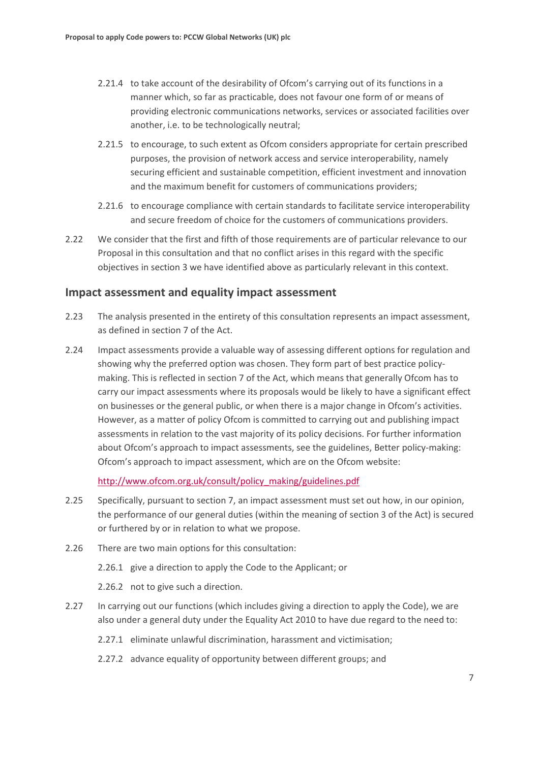2.21.4 to take account of the desirability of Ofcom's carrying out of its functions in a manner which, so far as practicable, does not favour one form of or means of providing electronic communications networks, services or associated facilities over another, i.e. to be technologically neutral;

2.21.5 to encourage, to such extent as Ofcom considers appropriate for certain prescribed purposes, the provision of network access and service interoperability, namely securing efficient and sustainable competition, efficient investment and innovation and the maximum benefit for customers of communications providers;

2.21.6 to encourage compliance with certain standards to facilitate service interoperability and secure freedom of choice for the customers of communications providers.

2.22 We consider that the first and fifth of those requirements are of particular relevance to our Proposal in this consultation and that no conflict arises in this regard with the specific objectives in section 3 we have identified above as particularly relevant in this context.

## Impact assessment and equality impact assessment

2.23 The analysis presented in the entirety of this consultation represents an impact assessment, as defined in section 7 of the Act.

2.24 Impact assessments provide a valuable way of assessing different options for regulation and showing why the preferred option was chosen. They form part of best practice policy-making. This is reflected in section 7 of the Act, which means that generally Ofcom has to carry our impact assessments where its proposals would be likely to have a significant effect on businesses or the general public, or when there is a major change in Ofcom's activities. However, as a matter of policy Ofcom is committed to carrying out and publishing impact assessments in relation to the vast majority of its policy decisions. For further information about Ofcom's approach to impact assessments, see the guidelines, Better policy-making: Ofcom's approach to impact assessment, which are on the Ofcom website:

http://www.ofcom.org.uk/consult/policy_making/guidelines.pdf

2.25 Specifically, pursuant to section 7, an impact assessment must set out how, in our opinion, the performance of our general duties (within the meaning of section 3 of the Act) is secured or furthered by or in relation to what we propose.

2.26 There are two main options for this consultation:

2.26.1 give a direction to apply the Code to the Applicant; or

2.26.2 not to give such a direction.

2.27 In carrying out our functions (which includes giving a direction to apply the Code), we are also under a general duty under the Equality Act 2010 to have due regard to the need to:

2.27.1 eliminate unlawful discrimination, harassment and victimisation;

2.27.2 advance equality of opportunity between different groups; and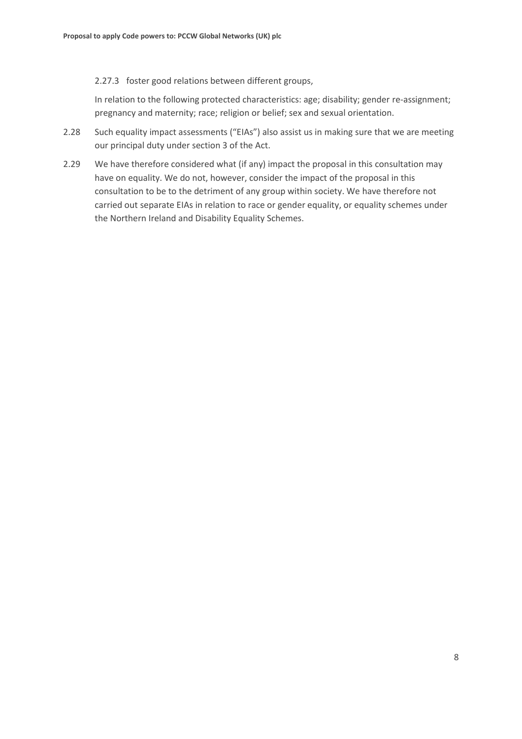2.27.3 foster good relations between different groups,

In relation to the following protected characteristics: age; disability; gender re-assignment; pregnancy and maternity; race; religion or belief; sex and sexual orientation.

2.28 Such equality impact assessments ("EIAs") also assist us in making sure that we are meeting our principal duty under section 3 of the Act.

2.29 We have therefore considered what (if any) impact the proposal in this consultation may have on equality. We do not, however, consider the impact of the proposal in this consultation to be to the detriment of any group within society. We have therefore not carried out separate EIAs in relation to race or gender equality, or equality schemes under the Northern Ireland and Disability Equality Schemes.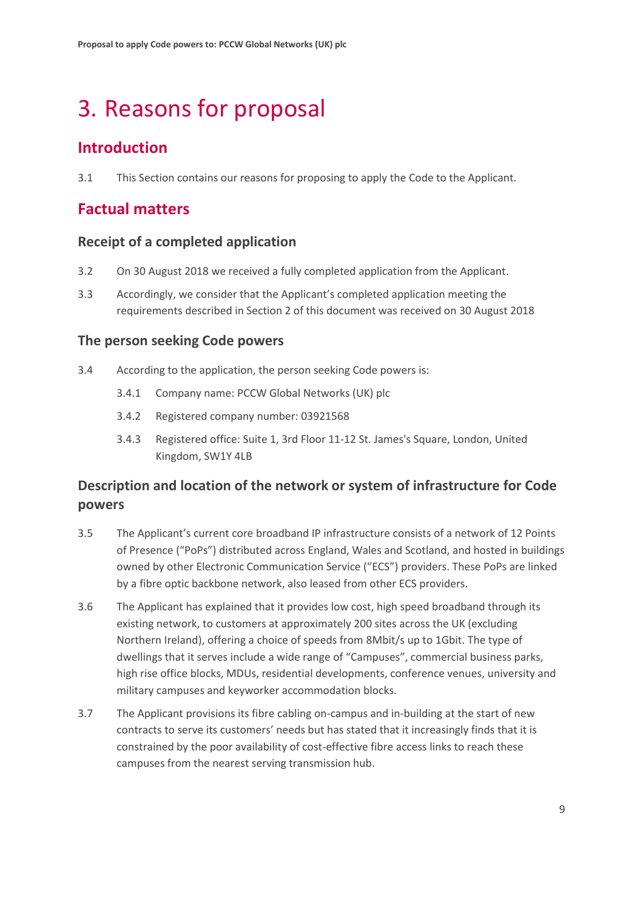# 3. Reasons for proposal

## Introduction

3.1 This Section contains our reasons for proposing to apply the Code to the Applicant.

## Factual matters

### Receipt of a completed application

3.2 On 30 August 2018 we received a fully completed application from the Applicant.

3.3 Accordingly, we consider that the Applicant's completed application meeting the requirements described in Section 2 of this document was received on 30 August 2018

### The person seeking Code powers

3.4 According to the application, the person seeking Code powers is:

3.4.1 Company name: PCCW Global Networks (UK) plc

3.4.2 Registered company number: 03921568

3.4.3 Registered office: Suite 1, 3rd Floor 11-12 St. James's Square, London, United Kingdom, SW1Y 4LB

### Description and location of the network or system of infrastructure for Code powers

3.5 The Applicant's current core broadband IP infrastructure consists of a network of 12 Points of Presence ("PoPs") distributed across England, Wales and Scotland, and hosted in buildings owned by other Electronic Communication Service ("ECS") providers. These PoPs are linked by a fibre optic backbone network, also leased from other ECS providers.

3.6 The Applicant has explained that it provides low cost, high speed broadband through its existing network, to customers at approximately 200 sites across the UK (excluding Northern Ireland), offering a choice of speeds from 8Mbit/s up to 1Gbit. The type of dwellings that it serves include a wide range of "Campuses", commercial business parks, high rise office blocks, MDUs, residential developments, conference venues, university and military campuses and keyworker accommodation blocks.

3.7 The Applicant provisions its fibre cabling on-campus and in-building at the start of new contracts to serve its customers' needs but has stated that it increasingly finds that it is constrained by the poor availability of cost-effective fibre access links to reach these campuses from the nearest serving transmission hub.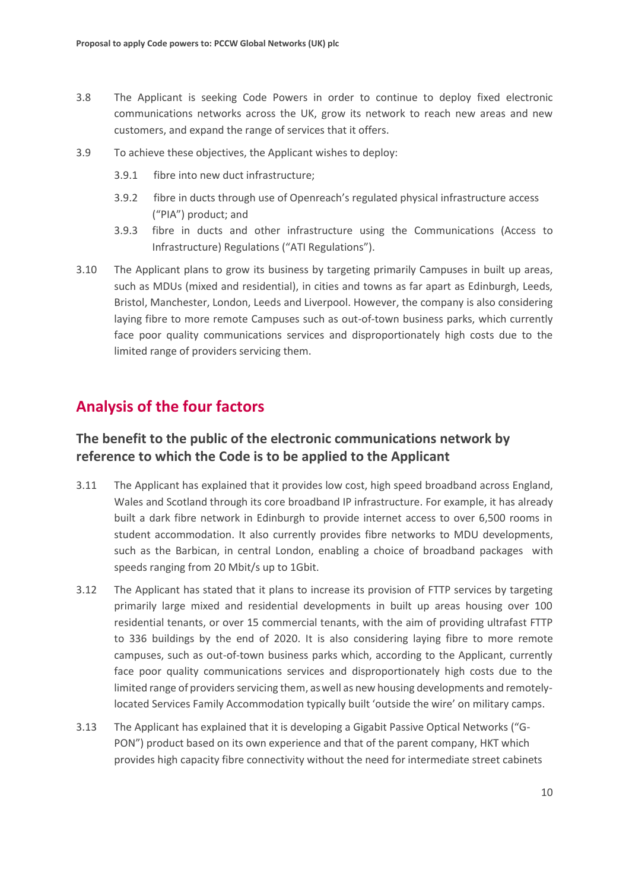3.8 The Applicant is seeking Code Powers in order to continue to deploy fixed electronic communications networks across the UK, grow its network to reach new areas and new customers, and expand the range of services that it offers.

3.9 To achieve these objectives, the Applicant wishes to deploy:

3.9.1 fibre into new duct infrastructure;

3.9.2 fibre in ducts through use of Openreach's regulated physical infrastructure access ("PIA") product; and

3.9.3 fibre in ducts and other infrastructure using the Communications (Access to Infrastructure) Regulations ("ATI Regulations").

3.10 The Applicant plans to grow its business by targeting primarily Campuses in built up areas, such as MDUs (mixed and residential), in cities and towns as far apart as Edinburgh, Leeds, Bristol, Manchester, London, Leeds and Liverpool. However, the company is also considering laying fibre to more remote Campuses such as out-of-town business parks, which currently face poor quality communications services and disproportionately high costs due to the limited range of providers servicing them.

## Analysis of the four factors

### The benefit to the public of the electronic communications network by reference to which the Code is to be applied to the Applicant

3.11 The Applicant has explained that it provides low cost, high speed broadband across England, Wales and Scotland through its core broadband IP infrastructure. For example, it has already built a dark fibre network in Edinburgh to provide internet access to over 6,500 rooms in student accommodation. It also currently provides fibre networks to MDU developments, such as the Barbican, in central London, enabling a choice of broadband packages with speeds ranging from 20 Mbit/s up to 1Gbit.

3.12 The Applicant has stated that it plans to increase its provision of FTTP services by targeting primarily large mixed and residential developments in built up areas housing over 100 residential tenants, or over 15 commercial tenants, with the aim of providing ultrafast FTTP to 336 buildings by the end of 2020. It is also considering laying fibre to more remote campuses, such as out-of-town business parks which, according to the Applicant, currently face poor quality communications services and disproportionately high costs due to the limited range of providers servicing them, as well as new housing developments and remotely-located Services Family Accommodation typically built 'outside the wire' on military camps.

3.13 The Applicant has explained that it is developing a Gigabit Passive Optical Networks ("G-PON") product based on its own experience and that of the parent company, HKT which provides high capacity fibre connectivity without the need for intermediate street cabinets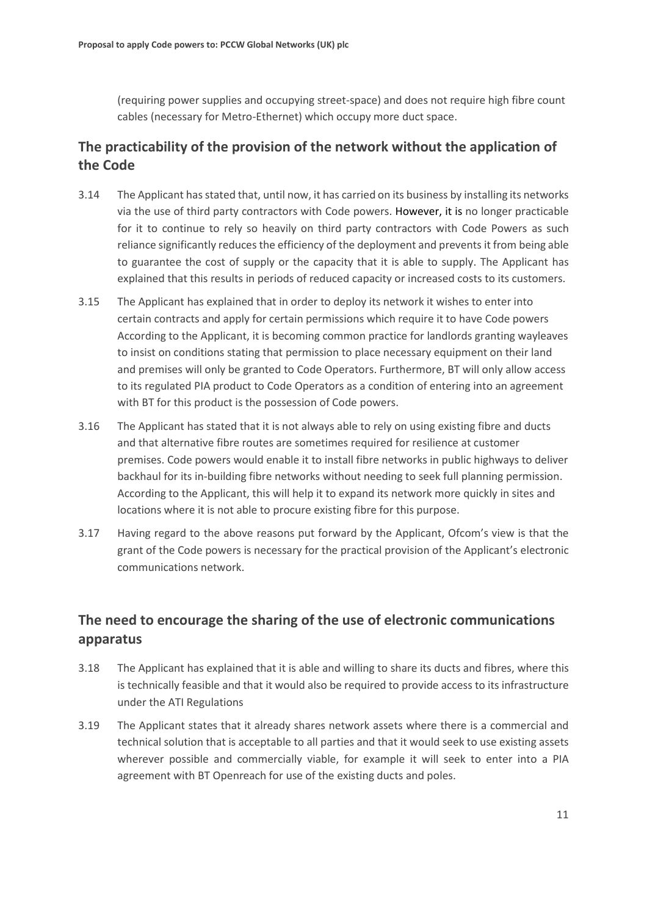(requiring power supplies and occupying street-space) and does not require high fibre count cables (necessary for Metro-Ethernet) which occupy more duct space.

## The practicability of the provision of the network without the application of the Code

3.14 The Applicant has stated that, until now, it has carried on its business by installing its networks via the use of third party contractors with Code powers. However, it is no longer practicable for it to continue to rely so heavily on third party contractors with Code Powers as such reliance significantly reduces the efficiency of the deployment and prevents it from being able to guarantee the cost of supply or the capacity that it is able to supply. The Applicant has explained that this results in periods of reduced capacity or increased costs to its customers.

3.15 The Applicant has explained that in order to deploy its network it wishes to enter into certain contracts and apply for certain permissions which require it to have Code powers According to the Applicant, it is becoming common practice for landlords granting wayleaves to insist on conditions stating that permission to place necessary equipment on their land and premises will only be granted to Code Operators. Furthermore, BT will only allow access to its regulated PIA product to Code Operators as a condition of entering into an agreement with BT for this product is the possession of Code powers.

3.16 The Applicant has stated that it is not always able to rely on using existing fibre and ducts and that alternative fibre routes are sometimes required for resilience at customer premises. Code powers would enable it to install fibre networks in public highways to deliver backhaul for its in-building fibre networks without needing to seek full planning permission. According to the Applicant, this will help it to expand its network more quickly in sites and locations where it is not able to procure existing fibre for this purpose.

3.17 Having regard to the above reasons put forward by the Applicant, Ofcom's view is that the grant of the Code powers is necessary for the practical provision of the Applicant's electronic communications network.

## The need to encourage the sharing of the use of electronic communications apparatus

3.18 The Applicant has explained that it is able and willing to share its ducts and fibres, where this is technically feasible and that it would also be required to provide access to its infrastructure under the ATI Regulations

3.19 The Applicant states that it already shares network assets where there is a commercial and technical solution that is acceptable to all parties and that it would seek to use existing assets wherever possible and commercially viable, for example it will seek to enter into a PIA agreement with BT Openreach for use of the existing ducts and poles.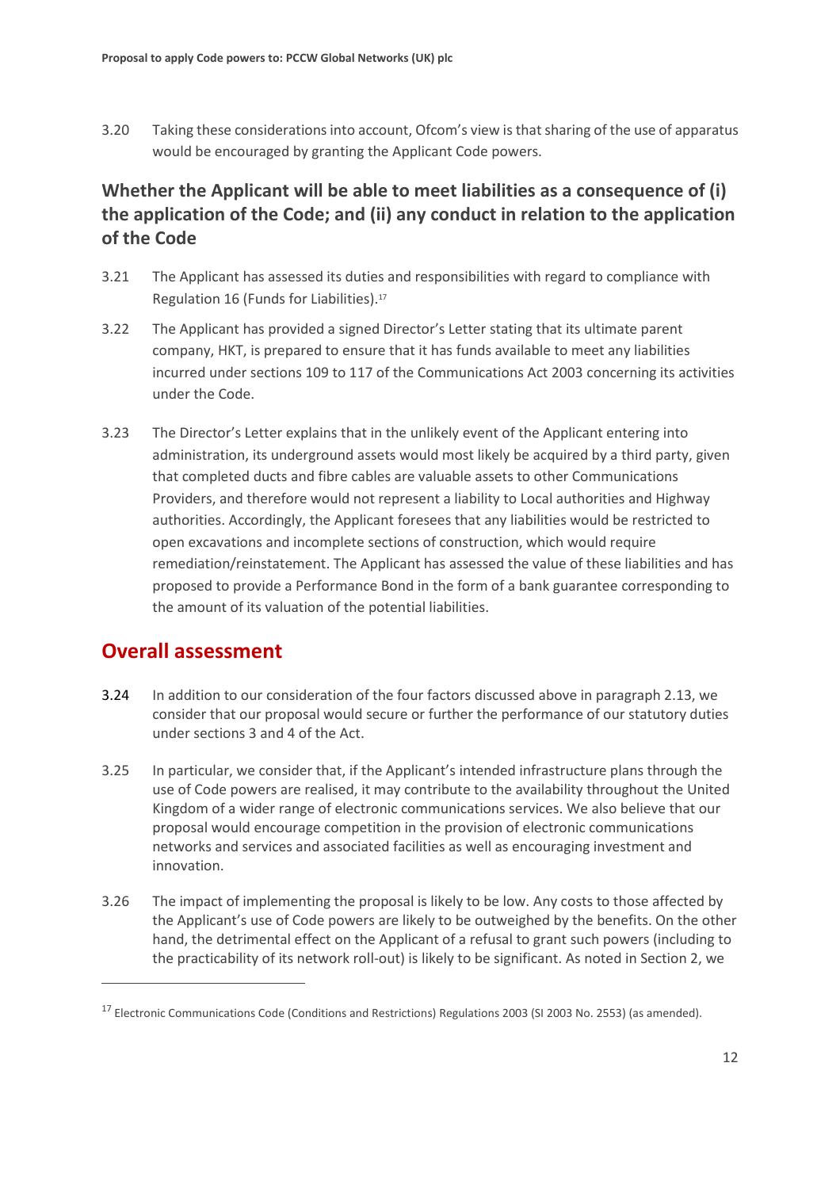3.20 Taking these considerations into account, Ofcom's view is that sharing of the use of apparatus would be encouraged by granting the Applicant Code powers.

### Whether the Applicant will be able to meet liabilities as a consequence of (i) the application of the Code; and (ii) any conduct in relation to the application of the Code

3.21 The Applicant has assessed its duties and responsibilities with regard to compliance with Regulation 16 (Funds for Liabilities).[17]

3.22 The Applicant has provided a signed Director's Letter stating that its ultimate parent company, HKT, is prepared to ensure that it has funds available to meet any liabilities incurred under sections 109 to 117 of the Communications Act 2003 concerning its activities under the Code.

3.23 The Director's Letter explains that in the unlikely event of the Applicant entering into administration, its underground assets would most likely be acquired by a third party, given that completed ducts and fibre cables are valuable assets to other Communications Providers, and therefore would not represent a liability to Local authorities and Highway authorities. Accordingly, the Applicant foresees that any liabilities would be restricted to open excavations and incomplete sections of construction, which would require remediation/reinstatement. The Applicant has assessed the value of these liabilities and has proposed to provide a Performance Bond in the form of a bank guarantee corresponding to the amount of its valuation of the potential liabilities.

## Overall assessment

3.24 In addition to our consideration of the four factors discussed above in paragraph 2.13, we consider that our proposal would secure or further the performance of our statutory duties under sections 3 and 4 of the Act.

3.25 In particular, we consider that, if the Applicant's intended infrastructure plans through the use of Code powers are realised, it may contribute to the availability throughout the United Kingdom of a wider range of electronic communications services. We also believe that our proposal would encourage competition in the provision of electronic communications networks and services and associated facilities as well as encouraging investment and innovation.

3.26 The impact of implementing the proposal is likely to be low. Any costs to those affected by the Applicant's use of Code powers are likely to be outweighed by the benefits. On the other hand, the detrimental effect on the Applicant of a refusal to grant such powers (including to the practicability of its network roll-out) is likely to be significant. As noted in Section 2, we

[17] Electronic Communications Code (Conditions and Restrictions) Regulations 2003 (SI 2003 No. 2553) (as amended).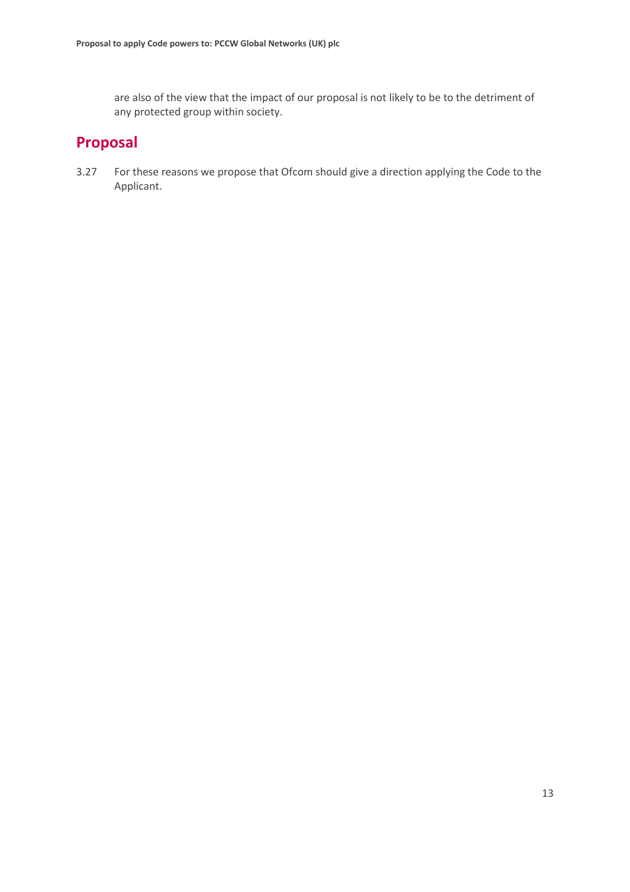are also of the view that the impact of our proposal is not likely to be to the detriment of any protected group within society.

## Proposal

3.27 For these reasons we propose that Ofcom should give a direction applying the Code to the Applicant.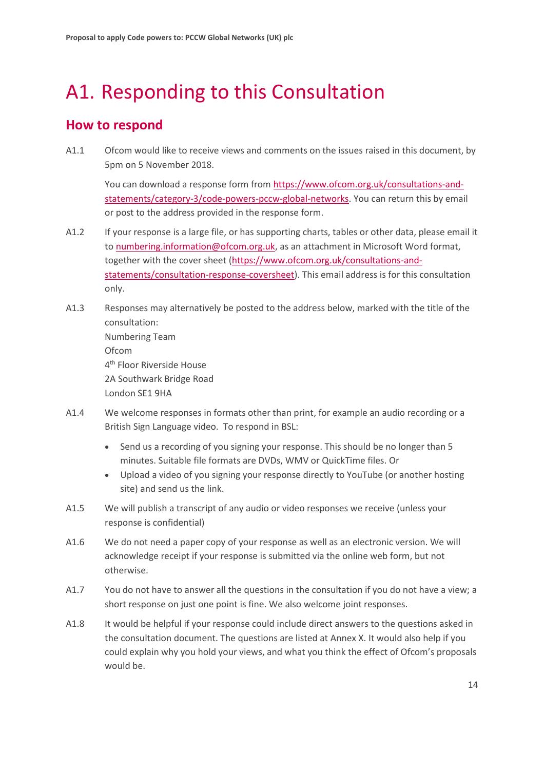# A1. Responding to this Consultation

## How to respond

A1.1 Ofcom would like to receive views and comments on the issues raised in this document, by 5pm on 5 November 2018.

You can download a response form from https://www.ofcom.org.uk/consultations-and-statements/category-3/code-powers-pccw-global-networks. You can return this by email or post to the address provided in the response form.

A1.2 If your response is a large file, or has supporting charts, tables or other data, please email it to numbering.information@ofcom.org.uk, as an attachment in Microsoft Word format, together with the cover sheet (https://www.ofcom.org.uk/consultations-and-statements/consultation-response-coversheet). This email address is for this consultation only.

A1.3 Responses may alternatively be posted to the address below, marked with the title of the consultation:
Numbering Team
Ofcom
4th Floor Riverside House
2A Southwark Bridge Road
London SE1 9HA

A1.4 We welcome responses in formats other than print, for example an audio recording or a British Sign Language video. To respond in BSL:

- Send us a recording of you signing your response. This should be no longer than 5 minutes. Suitable file formats are DVDs, WMV or QuickTime files. Or
- Upload a video of you signing your response directly to YouTube (or another hosting site) and send us the link.

A1.5 We will publish a transcript of any audio or video responses we receive (unless your response is confidential)

A1.6 We do not need a paper copy of your response as well as an electronic version. We will acknowledge receipt if your response is submitted via the online web form, but not otherwise.

A1.7 You do not have to answer all the questions in the consultation if you do not have a view; a short response on just one point is fine. We also welcome joint responses.

A1.8 It would be helpful if your response could include direct answers to the questions asked in the consultation document. The questions are listed at Annex X. It would also help if you could explain why you hold your views, and what you think the effect of Ofcom's proposals would be.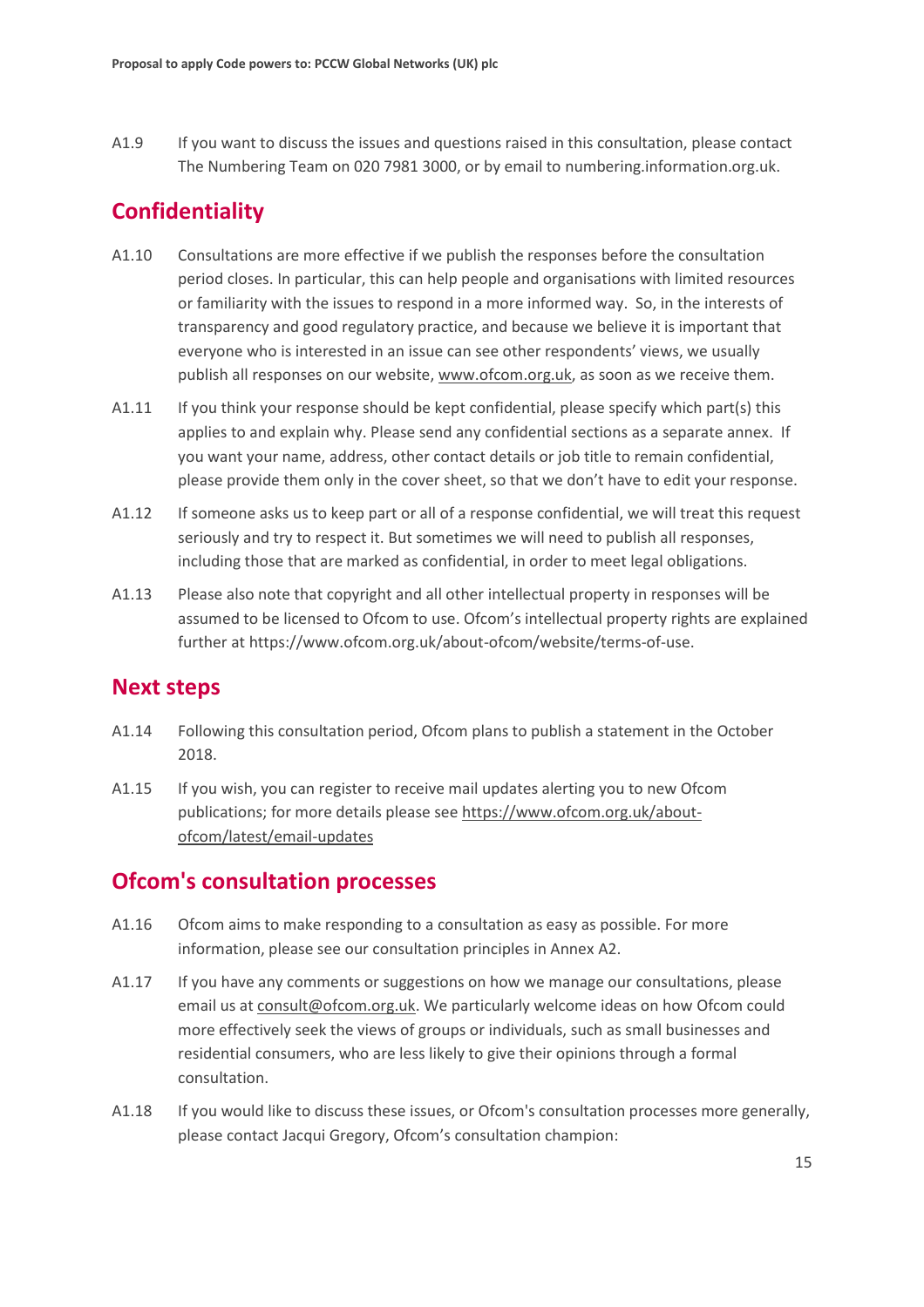A1.9 If you want to discuss the issues and questions raised in this consultation, please contact The Numbering Team on 020 7981 3000, or by email to numbering.information.org.uk.

## Confidentiality

A1.10 Consultations are more effective if we publish the responses before the consultation period closes. In particular, this can help people and organisations with limited resources or familiarity with the issues to respond in a more informed way. So, in the interests of transparency and good regulatory practice, and because we believe it is important that everyone who is interested in an issue can see other respondents' views, we usually publish all responses on our website, www.ofcom.org.uk, as soon as we receive them.

A1.11 If you think your response should be kept confidential, please specify which part(s) this applies to and explain why. Please send any confidential sections as a separate annex. If you want your name, address, other contact details or job title to remain confidential, please provide them only in the cover sheet, so that we don't have to edit your response.

A1.12 If someone asks us to keep part or all of a response confidential, we will treat this request seriously and try to respect it. But sometimes we will need to publish all responses, including those that are marked as confidential, in order to meet legal obligations.

A1.13 Please also note that copyright and all other intellectual property in responses will be assumed to be licensed to Ofcom to use. Ofcom's intellectual property rights are explained further at https://www.ofcom.org.uk/about-ofcom/website/terms-of-use.

## Next steps

A1.14 Following this consultation period, Ofcom plans to publish a statement in the October 2018.

A1.15 If you wish, you can register to receive mail updates alerting you to new Ofcom publications; for more details please see https://www.ofcom.org.uk/about-ofcom/latest/email-updates

## Ofcom's consultation processes

A1.16 Ofcom aims to make responding to a consultation as easy as possible. For more information, please see our consultation principles in Annex A2.

A1.17 If you have any comments or suggestions on how we manage our consultations, please email us at consult@ofcom.org.uk. We particularly welcome ideas on how Ofcom could more effectively seek the views of groups or individuals, such as small businesses and residential consumers, who are less likely to give their opinions through a formal consultation.

A1.18 If you would like to discuss these issues, or Ofcom's consultation processes more generally, please contact Jacqui Gregory, Ofcom's consultation champion: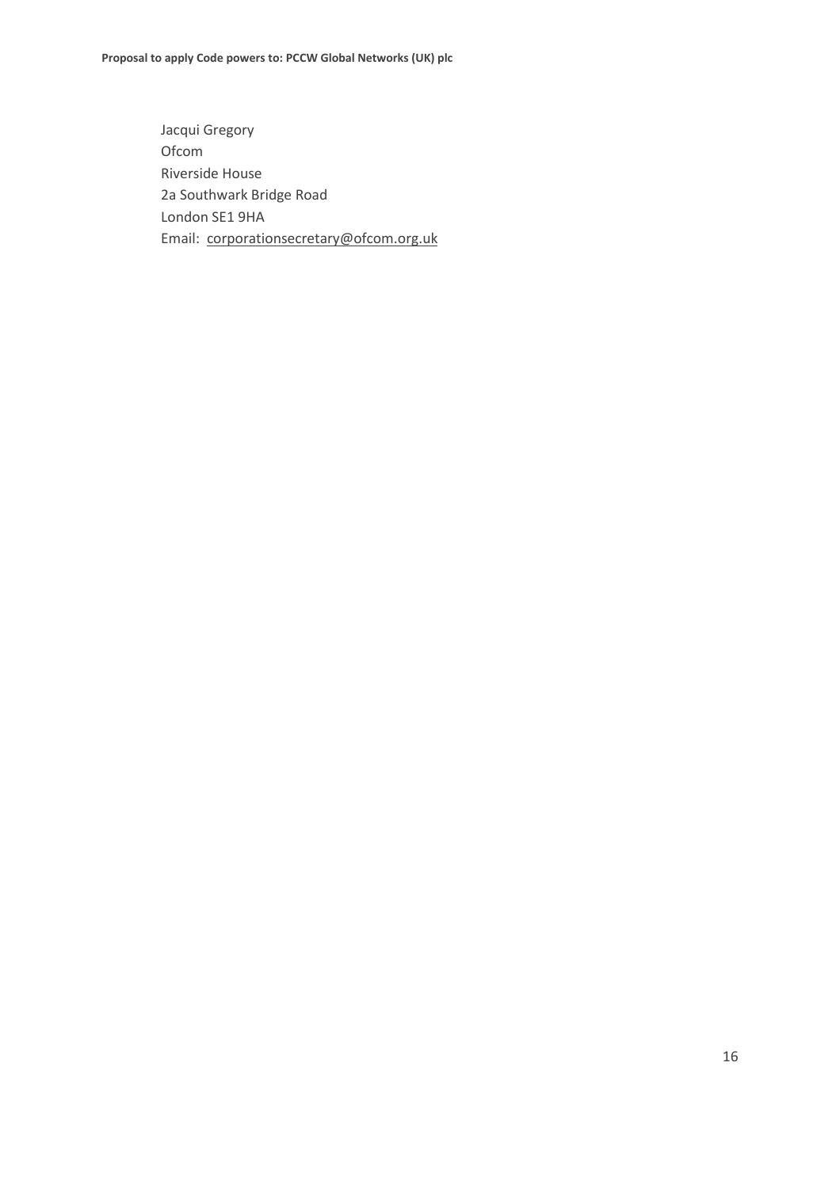Jacqui Gregory  
Ofcom  
Riverside House  
2a Southwark Bridge Road  
London SE1 9HA  
Email: corporationsecretary@ofcom.org.uk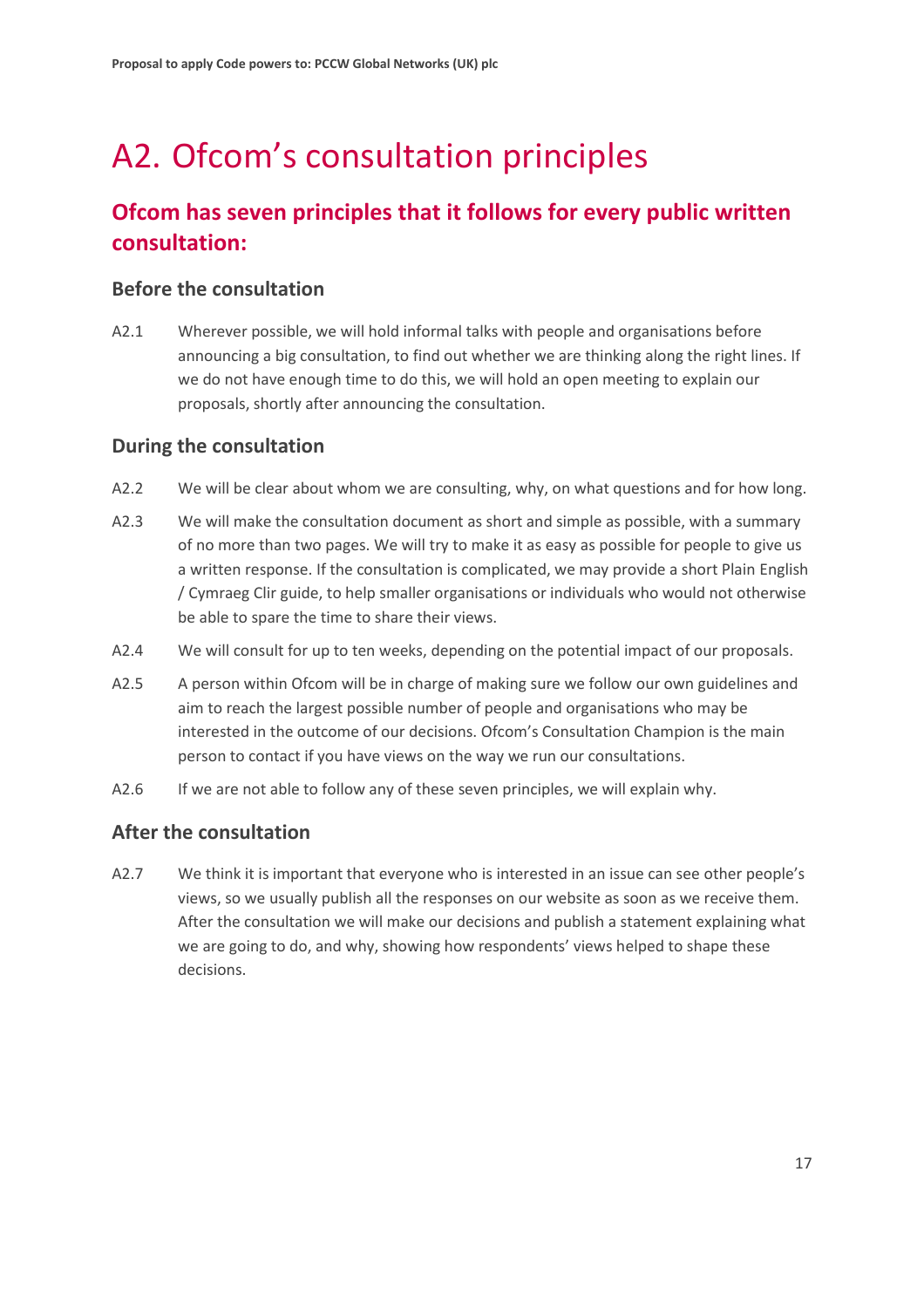# A2. Ofcom's consultation principles

## Ofcom has seven principles that it follows for every public written consultation:

### Before the consultation

A2.1 Wherever possible, we will hold informal talks with people and organisations before announcing a big consultation, to find out whether we are thinking along the right lines. If we do not have enough time to do this, we will hold an open meeting to explain our proposals, shortly after announcing the consultation.

### During the consultation

A2.2 We will be clear about whom we are consulting, why, on what questions and for how long.

A2.3 We will make the consultation document as short and simple as possible, with a summary of no more than two pages. We will try to make it as easy as possible for people to give us a written response. If the consultation is complicated, we may provide a short Plain English / Cymraeg Clir guide, to help smaller organisations or individuals who would not otherwise be able to spare the time to share their views.

A2.4 We will consult for up to ten weeks, depending on the potential impact of our proposals.

A2.5 A person within Ofcom will be in charge of making sure we follow our own guidelines and aim to reach the largest possible number of people and organisations who may be interested in the outcome of our decisions. Ofcom's Consultation Champion is the main person to contact if you have views on the way we run our consultations.

A2.6 If we are not able to follow any of these seven principles, we will explain why.

### After the consultation

A2.7 We think it is important that everyone who is interested in an issue can see other people's views, so we usually publish all the responses on our website as soon as we receive them. After the consultation we will make our decisions and publish a statement explaining what we are going to do, and why, showing how respondents' views helped to shape these decisions.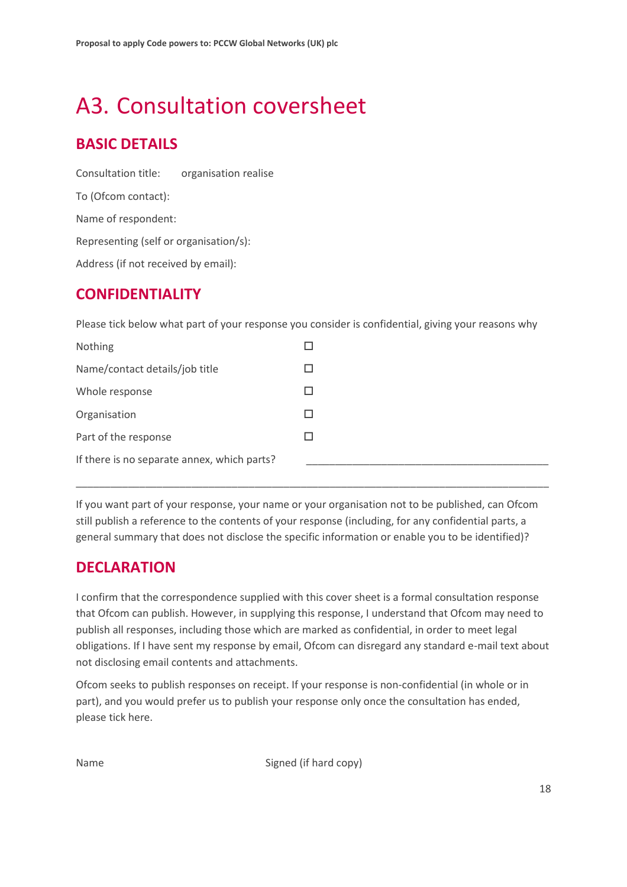# A3. Consultation coversheet

## BASIC DETAILS

Consultation title: organisation realise

To (Ofcom contact):

Name of respondent:

Representing (self or organisation/s):

Address (if not received by email):

## CONFIDENTIALITY

Please tick below what part of your response you consider is confidential, giving your reasons why

| | |
|---|---|
| Nothing | ☐ |
| Name/contact details/job title | ☐ |
| Whole response | ☐ |
| Organisation | ☐ |
| Part of the response | ☐ |
| If there is no separate annex, which parts? | ____________________________________________ |

________________________________________________________________________________

If you want part of your response, your name or your organisation not to be published, can Ofcom still publish a reference to the contents of your response (including, for any confidential parts, a general summary that does not disclose the specific information or enable you to be identified)?

## DECLARATION

I confirm that the correspondence supplied with this cover sheet is a formal consultation response that Ofcom can publish. However, in supplying this response, I understand that Ofcom may need to publish all responses, including those which are marked as confidential, in order to meet legal obligations. If I have sent my response by email, Ofcom can disregard any standard e-mail text about not disclosing email contents and attachments.

Ofcom seeks to publish responses on receipt. If your response is non-confidential (in whole or in part), and you would prefer us to publish your response only once the consultation has ended, please tick here.

Name Signed (if hard copy)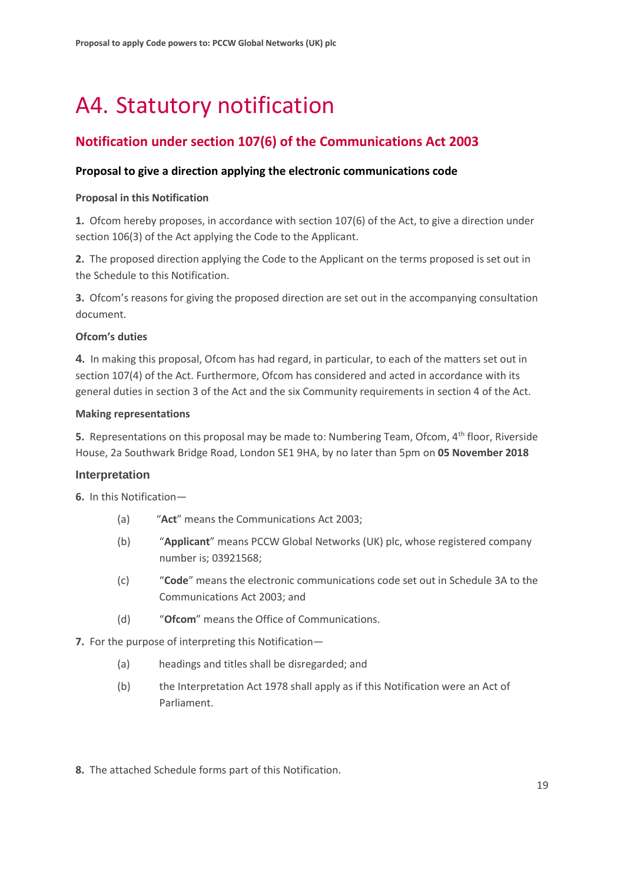# A4. Statutory notification

## Notification under section 107(6) of the Communications Act 2003

### Proposal to give a direction applying the electronic communications code

**Proposal in this Notification**

**1.** Ofcom hereby proposes, in accordance with section 107(6) of the Act, to give a direction under section 106(3) of the Act applying the Code to the Applicant.

**2.** The proposed direction applying the Code to the Applicant on the terms proposed is set out in the Schedule to this Notification.

**3.** Ofcom's reasons for giving the proposed direction are set out in the accompanying consultation document.

**Ofcom's duties**

**4.** In making this proposal, Ofcom has had regard, in particular, to each of the matters set out in section 107(4) of the Act. Furthermore, Ofcom has considered and acted in accordance with its general duties in section 3 of the Act and the six Community requirements in section 4 of the Act.

**Making representations**

**5.** Representations on this proposal may be made to: Numbering Team, Ofcom, 4th floor, Riverside House, 2a Southwark Bridge Road, London SE1 9HA, by no later than 5pm on **05 November 2018**

**Interpretation**

**6.** In this Notification—

(a) "**Act**" means the Communications Act 2003;

(b) "**Applicant**" means PCCW Global Networks (UK) plc, whose registered company number is; 03921568;

(c) "**Code**" means the electronic communications code set out in Schedule 3A to the Communications Act 2003; and

(d) "**Ofcom**" means the Office of Communications.

**7.** For the purpose of interpreting this Notification—

(a) headings and titles shall be disregarded; and

(b) the Interpretation Act 1978 shall apply as if this Notification were an Act of Parliament.

**8.** The attached Schedule forms part of this Notification.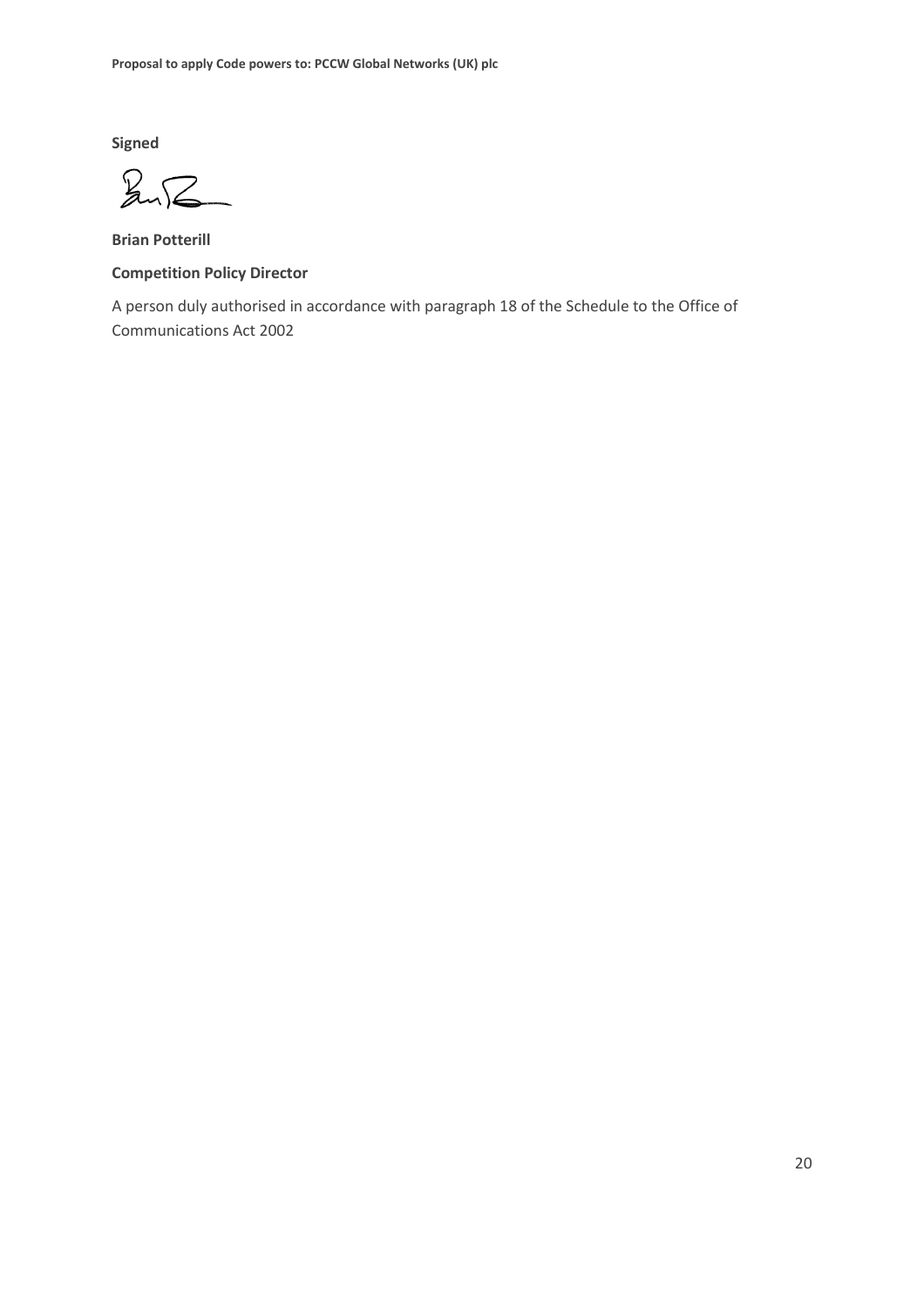**Signed**

**Brian Potterill**

**Competition Policy Director**

A person duly authorised in accordance with paragraph 18 of the Schedule to the Office of Communications Act 2002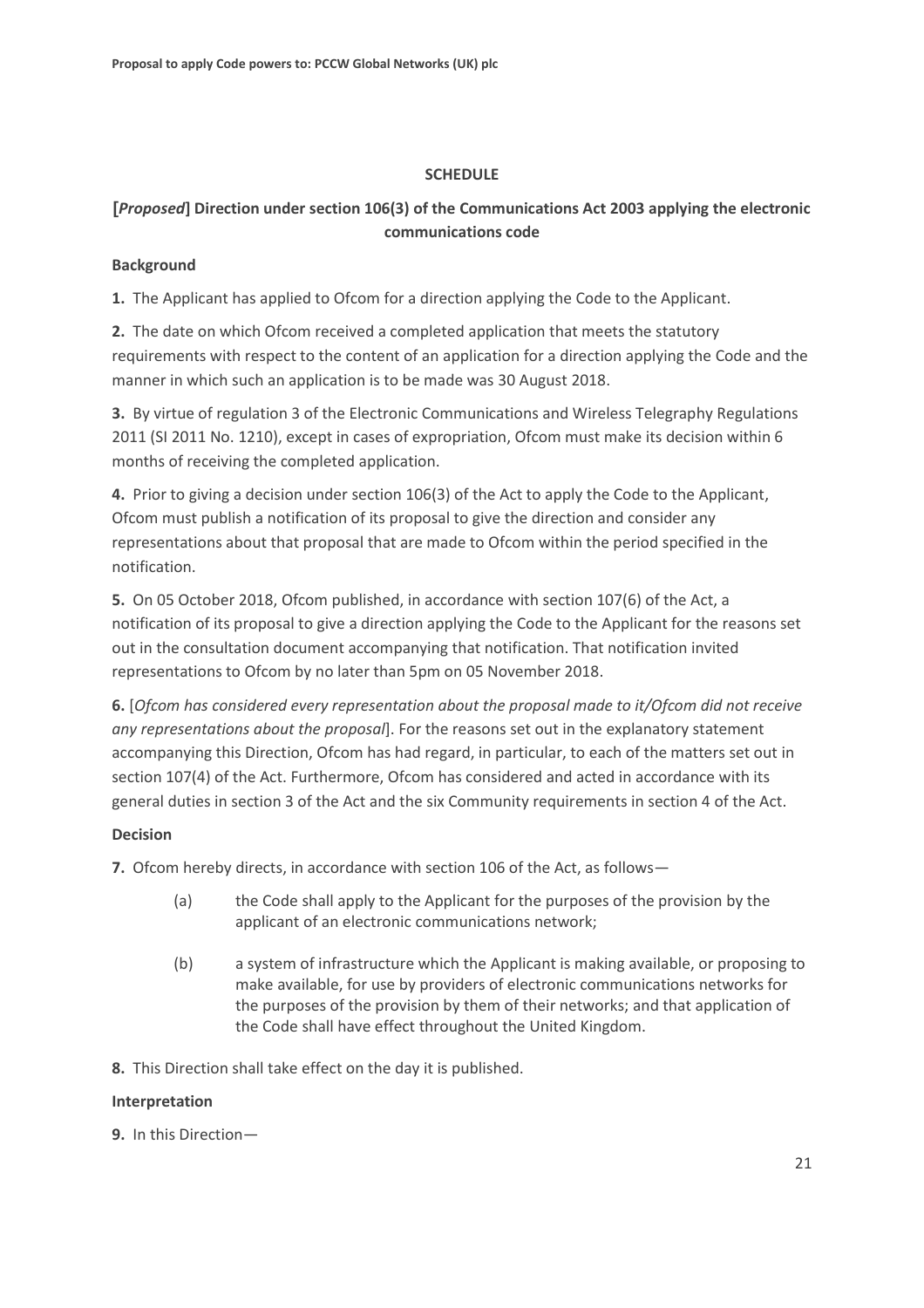**SCHEDULE**

## [*Proposed*] Direction under section 106(3) of the Communications Act 2003 applying the electronic communications code

### Background

**1.** The Applicant has applied to Ofcom for a direction applying the Code to the Applicant.

**2.** The date on which Ofcom received a completed application that meets the statutory requirements with respect to the content of an application for a direction applying the Code and the manner in which such an application is to be made was 30 August 2018.

**3.** By virtue of regulation 3 of the Electronic Communications and Wireless Telegraphy Regulations 2011 (SI 2011 No. 1210), except in cases of expropriation, Ofcom must make its decision within 6 months of receiving the completed application.

**4.** Prior to giving a decision under section 106(3) of the Act to apply the Code to the Applicant, Ofcom must publish a notification of its proposal to give the direction and consider any representations about that proposal that are made to Ofcom within the period specified in the notification.

**5.** On 05 October 2018, Ofcom published, in accordance with section 107(6) of the Act, a notification of its proposal to give a direction applying the Code to the Applicant for the reasons set out in the consultation document accompanying that notification. That notification invited representations to Ofcom by no later than 5pm on 05 November 2018.

**6.** [*Ofcom has considered every representation about the proposal made to it/Ofcom did not receive any representations about the proposal*]. For the reasons set out in the explanatory statement accompanying this Direction, Ofcom has had regard, in particular, to each of the matters set out in section 107(4) of the Act. Furthermore, Ofcom has considered and acted in accordance with its general duties in section 3 of the Act and the six Community requirements in section 4 of the Act.

### Decision

**7.** Ofcom hereby directs, in accordance with section 106 of the Act, as follows—

(a) the Code shall apply to the Applicant for the purposes of the provision by the applicant of an electronic communications network;

(b) a system of infrastructure which the Applicant is making available, or proposing to make available, for use by providers of electronic communications networks for the purposes of the provision by them of their networks; and that application of the Code shall have effect throughout the United Kingdom.

**8.** This Direction shall take effect on the day it is published.

### Interpretation

**9.** In this Direction—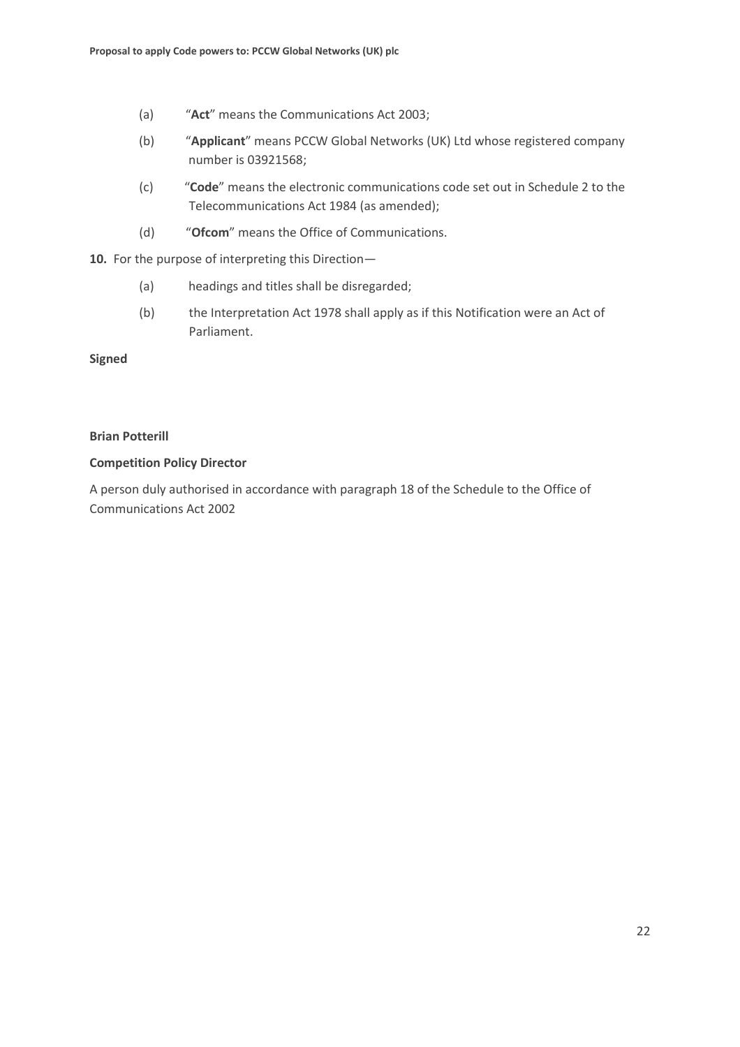(a) "**Act**" means the Communications Act 2003;

(b) "**Applicant**" means PCCW Global Networks (UK) Ltd whose registered company number is 03921568;

(c) "**Code**" means the electronic communications code set out in Schedule 2 to the Telecommunications Act 1984 (as amended);

(d) "**Ofcom**" means the Office of Communications.

**10.** For the purpose of interpreting this Direction—

(a) headings and titles shall be disregarded;

(b) the Interpretation Act 1978 shall apply as if this Notification were an Act of Parliament.

**Signed**

**Brian Potterill**

**Competition Policy Director**

A person duly authorised in accordance with paragraph 18 of the Schedule to the Office of Communications Act 2002